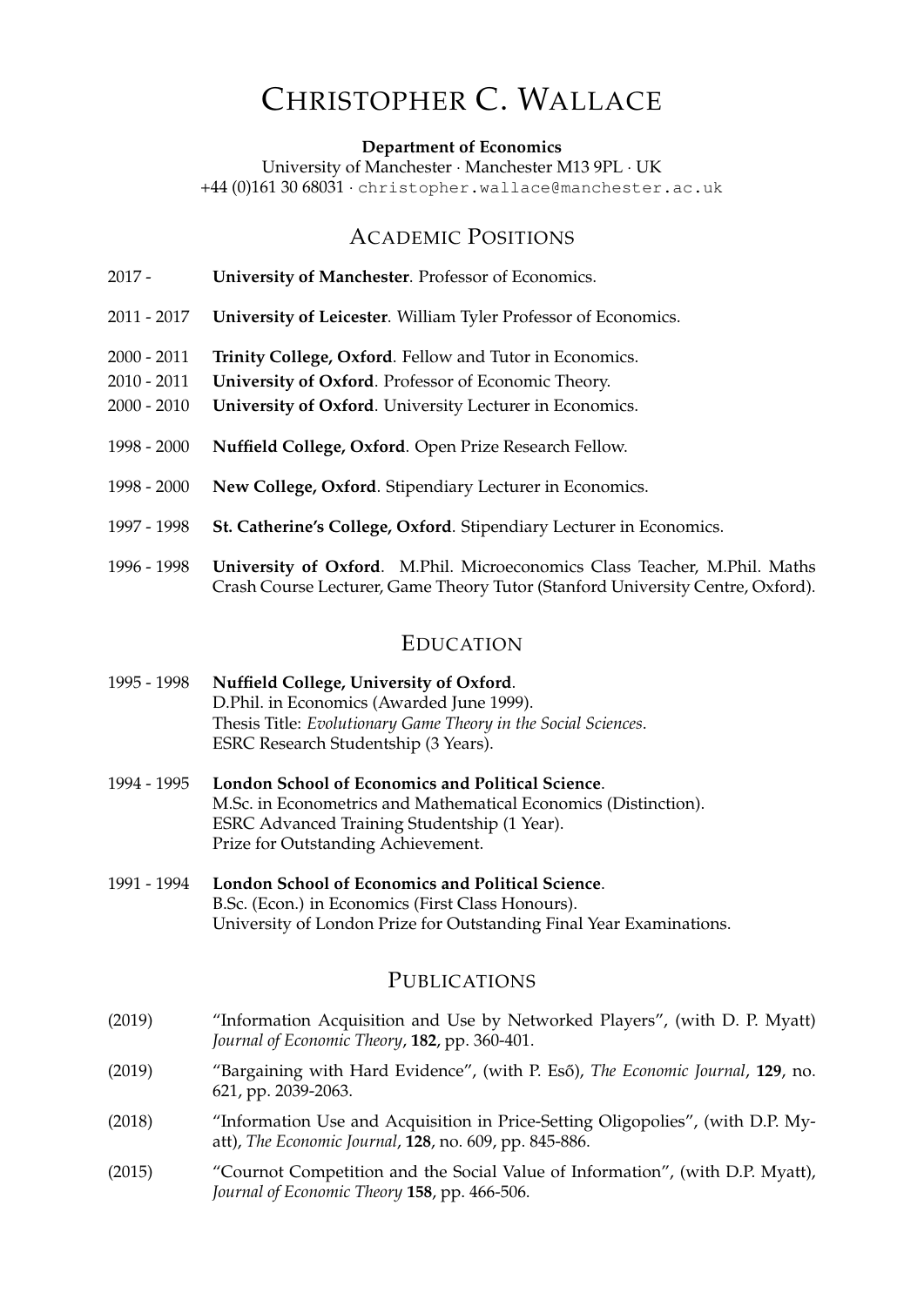# Christopher C. Wallace

**Department of Economics**
University of Manchester · Manchester M13 9PL · UK
+44 (0)161 30 68031 · christopher.wallace@manchester.ac.uk

## Academic Positions

2017 - **University of Manchester**. Professor of Economics.

2011 - 2017 **University of Leicester**. William Tyler Professor of Economics.

2000 - 2011 **Trinity College, Oxford**. Fellow and Tutor in Economics.
2010 - 2011 **University of Oxford**. Professor of Economic Theory.
2000 - 2010 **University of Oxford**. University Lecturer in Economics.

1998 - 2000 **Nuffield College, Oxford**. Open Prize Research Fellow.

1998 - 2000 **New College, Oxford**. Stipendiary Lecturer in Economics.

1997 - 1998 **St. Catherine's College, Oxford**. Stipendiary Lecturer in Economics.

1996 - 1998 **University of Oxford**. M.Phil. Microeconomics Class Teacher, M.Phil. Maths Crash Course Lecturer, Game Theory Tutor (Stanford University Centre, Oxford).

## Education

1995 - 1998 **Nuffield College, University of Oxford**.
D.Phil. in Economics (Awarded June 1999).
Thesis Title: *Evolutionary Game Theory in the Social Sciences*.
ESRC Research Studentship (3 Years).

1994 - 1995 **London School of Economics and Political Science**.
M.Sc. in Econometrics and Mathematical Economics (Distinction).
ESRC Advanced Training Studentship (1 Year).
Prize for Outstanding Achievement.

1991 - 1994 **London School of Economics and Political Science**.
B.Sc. (Econ.) in Economics (First Class Honours).
University of London Prize for Outstanding Final Year Examinations.

## Publications

(2019) "Information Acquisition and Use by Networked Players", (with D. P. Myatt) *Journal of Economic Theory*, **182**, pp. 360-401.

(2019) "Bargaining with Hard Evidence", (with P. Eső), *The Economic Journal*, **129**, no. 621, pp. 2039-2063.

(2018) "Information Use and Acquisition in Price-Setting Oligopolies", (with D.P. Myatt), *The Economic Journal*, **128**, no. 609, pp. 845-886.

(2015) "Cournot Competition and the Social Value of Information", (with D.P. Myatt), *Journal of Economic Theory* **158**, pp. 466-506.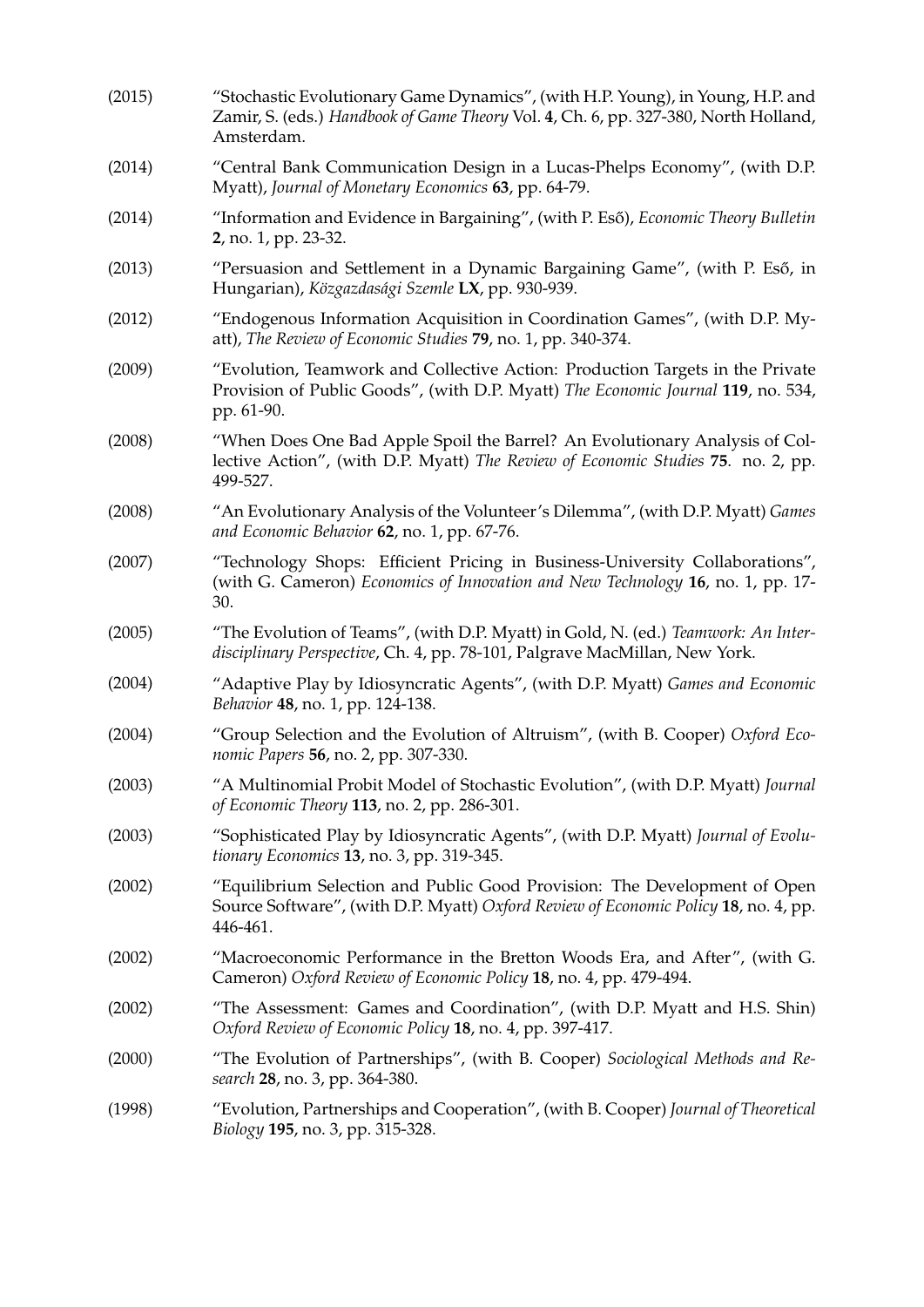(2015) "Stochastic Evolutionary Game Dynamics", (with H.P. Young), in Young, H.P. and Zamir, S. (eds.) *Handbook of Game Theory* Vol. **4**, Ch. 6, pp. 327-380, North Holland, Amsterdam.

(2014) "Central Bank Communication Design in a Lucas-Phelps Economy", (with D.P. Myatt), *Journal of Monetary Economics* **63**, pp. 64-79.

(2014) "Information and Evidence in Bargaining", (with P. Eső), *Economic Theory Bulletin* **2**, no. 1, pp. 23-32.

(2013) "Persuasion and Settlement in a Dynamic Bargaining Game", (with P. Eső, in Hungarian), *Közgazdasági Szemle* **LX**, pp. 930-939.

(2012) "Endogenous Information Acquisition in Coordination Games", (with D.P. Myatt), *The Review of Economic Studies* **79**, no. 1, pp. 340-374.

(2009) "Evolution, Teamwork and Collective Action: Production Targets in the Private Provision of Public Goods", (with D.P. Myatt) *The Economic Journal* **119**, no. 534, pp. 61-90.

(2008) "When Does One Bad Apple Spoil the Barrel? An Evolutionary Analysis of Collective Action", (with D.P. Myatt) *The Review of Economic Studies* **75**. no. 2, pp. 499-527.

(2008) "An Evolutionary Analysis of the Volunteer's Dilemma", (with D.P. Myatt) *Games and Economic Behavior* **62**, no. 1, pp. 67-76.

(2007) "Technology Shops: Efficient Pricing in Business-University Collaborations", (with G. Cameron) *Economics of Innovation and New Technology* **16**, no. 1, pp. 17-30.

(2005) "The Evolution of Teams", (with D.P. Myatt) in Gold, N. (ed.) *Teamwork: An Interdisciplinary Perspective*, Ch. 4, pp. 78-101, Palgrave MacMillan, New York.

(2004) "Adaptive Play by Idiosyncratic Agents", (with D.P. Myatt) *Games and Economic Behavior* **48**, no. 1, pp. 124-138.

(2004) "Group Selection and the Evolution of Altruism", (with B. Cooper) *Oxford Economic Papers* **56**, no. 2, pp. 307-330.

(2003) "A Multinomial Probit Model of Stochastic Evolution", (with D.P. Myatt) *Journal of Economic Theory* **113**, no. 2, pp. 286-301.

(2003) "Sophisticated Play by Idiosyncratic Agents", (with D.P. Myatt) *Journal of Evolutionary Economics* **13**, no. 3, pp. 319-345.

(2002) "Equilibrium Selection and Public Good Provision: The Development of Open Source Software", (with D.P. Myatt) *Oxford Review of Economic Policy* **18**, no. 4, pp. 446-461.

(2002) "Macroeconomic Performance in the Bretton Woods Era, and After", (with G. Cameron) *Oxford Review of Economic Policy* **18**, no. 4, pp. 479-494.

(2002) "The Assessment: Games and Coordination", (with D.P. Myatt and H.S. Shin) *Oxford Review of Economic Policy* **18**, no. 4, pp. 397-417.

(2000) "The Evolution of Partnerships", (with B. Cooper) *Sociological Methods and Research* **28**, no. 3, pp. 364-380.

(1998) "Evolution, Partnerships and Cooperation", (with B. Cooper) *Journal of Theoretical Biology* **195**, no. 3, pp. 315-328.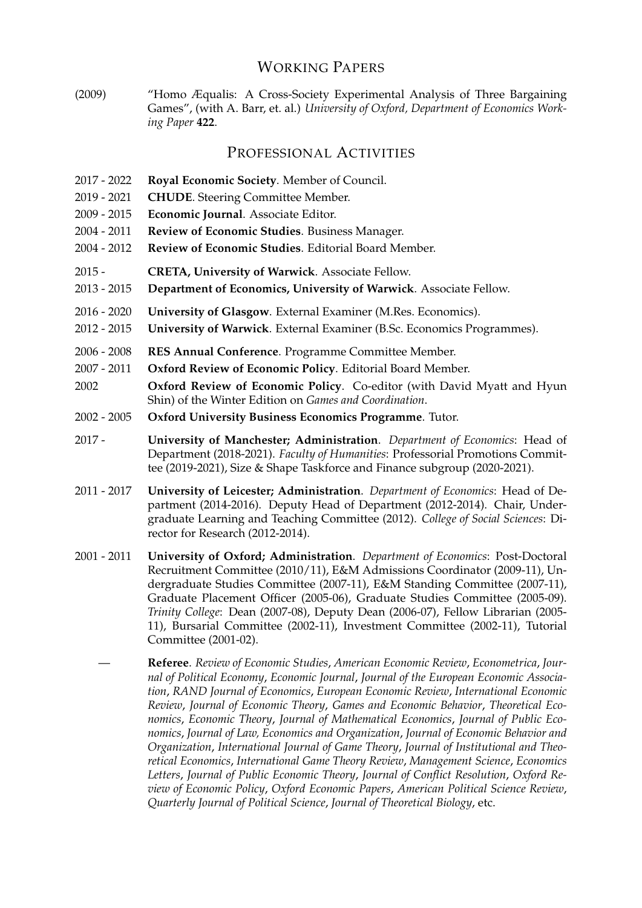## Working Papers

(2009) "Homo Æqualis: A Cross-Society Experimental Analysis of Three Bargaining Games", (with A. Barr, et. al.) *University of Oxford, Department of Economics Working Paper* **422**.

## Professional Activities

2017 - 2022 **Royal Economic Society**. Member of Council.

2019 - 2021 **CHUDE**. Steering Committee Member.

2009 - 2015 **Economic Journal**. Associate Editor.

2004 - 2011 **Review of Economic Studies**. Business Manager.

2004 - 2012 **Review of Economic Studies**. Editorial Board Member.

2015 - **CRETA, University of Warwick**. Associate Fellow.

2013 - 2015 **Department of Economics, University of Warwick**. Associate Fellow.

2016 - 2020 **University of Glasgow**. External Examiner (M.Res. Economics).

2012 - 2015 **University of Warwick**. External Examiner (B.Sc. Economics Programmes).

2006 - 2008 **RES Annual Conference**. Programme Committee Member.

2007 - 2011 **Oxford Review of Economic Policy**. Editorial Board Member.

2002 **Oxford Review of Economic Policy**. Co-editor (with David Myatt and Hyun Shin) of the Winter Edition on *Games and Coordination*.

2002 - 2005 **Oxford University Business Economics Programme**. Tutor.

2017 - **University of Manchester; Administration**. *Department of Economics*: Head of Department (2018-2021). *Faculty of Humanities*: Professorial Promotions Committee (2019-2021), Size & Shape Taskforce and Finance subgroup (2020-2021).

2011 - 2017 **University of Leicester; Administration**. *Department of Economics*: Head of Department (2014-2016). Deputy Head of Department (2012-2014). Chair, Undergraduate Learning and Teaching Committee (2012). *College of Social Sciences*: Director for Research (2012-2014).

2001 - 2011 **University of Oxford; Administration**. *Department of Economics*: Post-Doctoral Recruitment Committee (2010/11), E&M Admissions Coordinator (2009-11), Undergraduate Studies Committee (2007-11), E&M Standing Committee (2007-11), Graduate Placement Officer (2005-06), Graduate Studies Committee (2005-09). *Trinity College*: Dean (2007-08), Deputy Dean (2006-07), Fellow Librarian (2005-11), Bursarial Committee (2002-11), Investment Committee (2002-11), Tutorial Committee (2001-02).

— **Referee**. *Review of Economic Studies*, *American Economic Review*, *Econometrica*, *Journal of Political Economy*, *Economic Journal*, *Journal of the European Economic Association*, *RAND Journal of Economics*, *European Economic Review*, *International Economic Review*, *Journal of Economic Theory*, *Games and Economic Behavior*, *Theoretical Economics*, *Economic Theory*, *Journal of Mathematical Economics*, *Journal of Public Economics*, *Journal of Law, Economics and Organization*, *Journal of Economic Behavior and Organization*, *International Journal of Game Theory*, *Journal of Institutional and Theoretical Economics*, *International Game Theory Review*, *Management Science*, *Economics Letters*, *Journal of Public Economic Theory*, *Journal of Conflict Resolution*, *Oxford Review of Economic Policy*, *Oxford Economic Papers*, *American Political Science Review*, *Quarterly Journal of Political Science*, *Journal of Theoretical Biology*, etc.